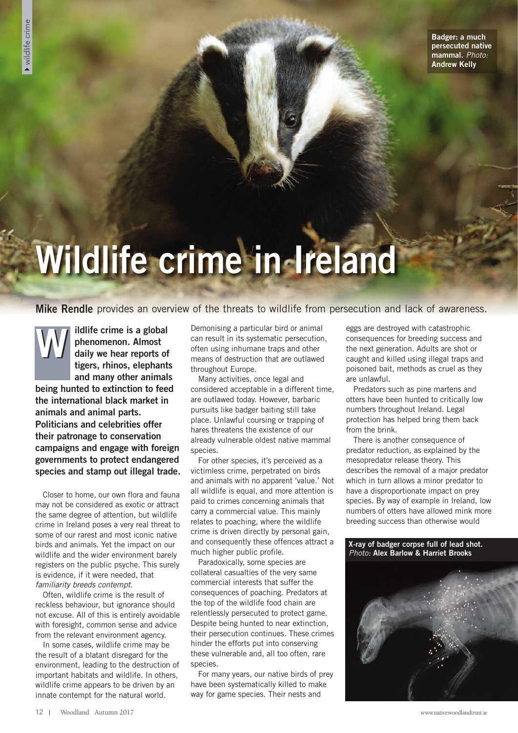# Wildlife crime in Ireland

Badger: a much persecuted native mammal. *Photo:* Andrew Kelly

**Mike Rendle** provides an overview of the threats to wildlife from persecution and lack of awareness.

**Wildlife crime is a global phenomenon. Almost daily we hear reports of tigers, rhinos, elephants and many other animals being hunted to extinction to feed the international black market in animals and animal parts. Politicians and celebrities offer their patronage to conservation campaigns and engage with foreign governments to protect endangered species and stamp out illegal trade.**

Closer to home, our own flora and fauna may not be considered as exotic or attract the same degree of attention, but wildlife crime in Ireland poses a very real threat to some of our rarest and most iconic native birds and animals. Yet the impact on our wildlife and the wider environment barely registers on the public psyche. This surely is evidence, if it were needed, that *familiarity breeds contempt.*

Often, wildlife crime is the result of reckless behaviour, but ignorance should not excuse. All of this is entirely avoidable with foresight, common sense and advice from the relevant environment agency.

In some cases, wildlife crime may be the result of a blatant disregard for the environment, leading to the destruction of important habitats and wildlife. In others, wildlife crime appears to be driven by an innate contempt for the natural world. Demonising a particular bird or animal can result in its systematic persecution, often using inhumane traps and other means of destruction that are outlawed throughout Europe.

Many activities, once legal and considered acceptable in a different time, are outlawed today. However, barbaric pursuits like badger baiting still take place. Unlawful coursing or trapping of hares threatens the existence of our already vulnerable oldest native mammal species.

For other species, it's perceived as a victimless crime, perpetrated on birds and animals with no apparent 'value.' Not all wildlife is equal, and more attention is paid to crimes concerning animals that carry a commercial value. This mainly relates to poaching, where the wildlife crime is driven directly by personal gain, and consequently these offences attract a much higher public profile.

Paradoxically, some species are collateral casualties of the very same commercial interests that suffer the consequences of poaching. Predators at the top of the wildlife food chain are relentlessly persecuted to protect game. Despite being hunted to near extinction, their persecution continues. These crimes hinder the efforts put into conserving these vulnerable and, all too often, rare species.

For many years, our native birds of prey have been systematically killed to make way for game species. Their nests and eggs are destroyed with catastrophic consequences for breeding success and the next generation. Adults are shot or caught and killed using illegal traps and poisoned bait, methods as cruel as they are unlawful.

Predators such as pine martens and otters have been hunted to critically low numbers throughout Ireland. Legal protection has helped bring them back from the brink.

There is another consequence of predator reduction, as explained by the mesopredator release theory. This describes the removal of a major predator which in turn allows a minor predator to have a disproportionate impact on prey species. By way of example in Ireland, low numbers of otters have allowed mink more breeding success than otherwise would

X-ray of badger corpse full of lead shot. *Photo:* Alex Barlow & Harriet Brooks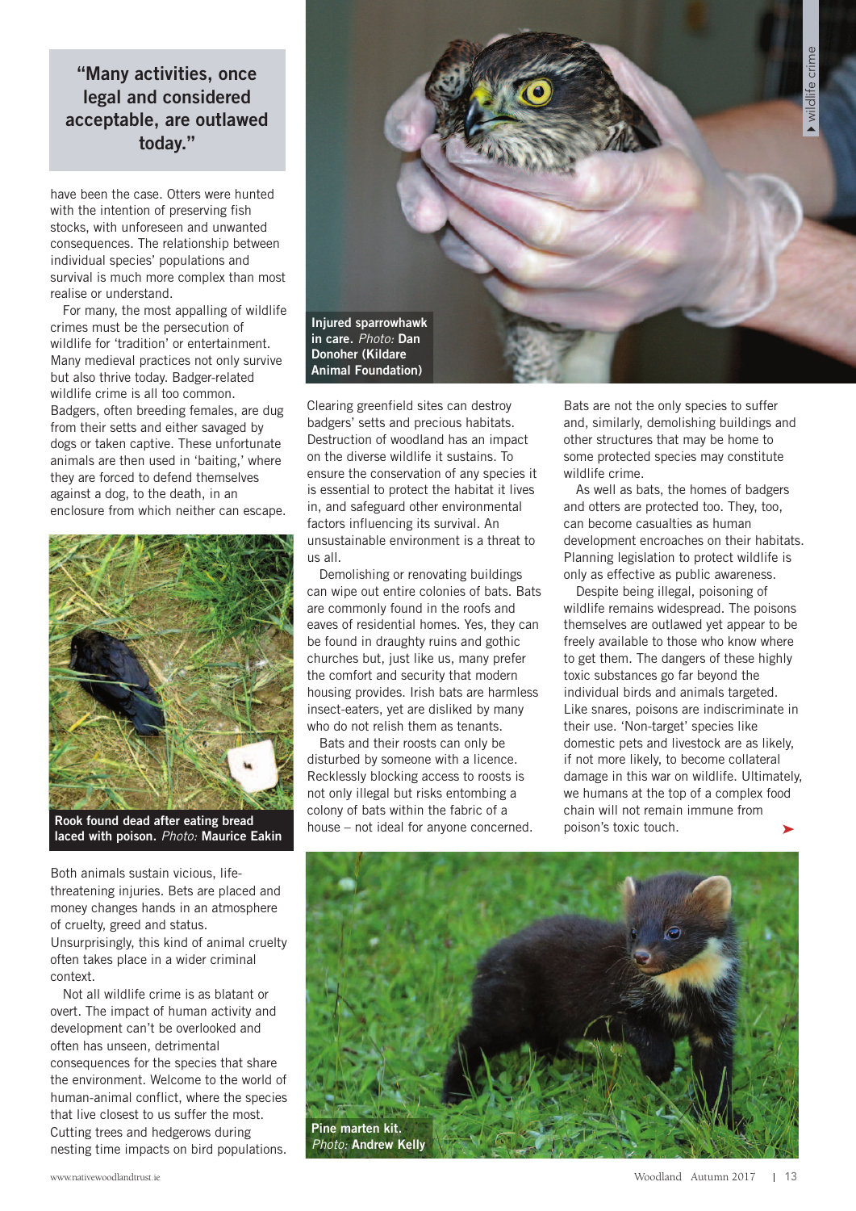> "Many activities, once legal and considered acceptable, are outlawed today."

have been the case. Otters were hunted with the intention of preserving fish stocks, with unforeseen and unwanted consequences. The relationship between individual species' populations and survival is much more complex than most realise or understand.

For many, the most appalling of wildlife crimes must be the persecution of wildlife for 'tradition' or entertainment. Many medieval practices not only survive but also thrive today. Badger-related wildlife crime is all too common. Badgers, often breeding females, are dug from their setts and either savaged by dogs or taken captive. These unfortunate animals are then used in 'baiting,' where they are forced to defend themselves against a dog, to the death, in an enclosure from which neither can escape.

**Rook found dead after eating bread laced with poison.** *Photo:* **Maurice Eakin**

Both animals sustain vicious, life-threatening injuries. Bets are placed and money changes hands in an atmosphere of cruelty, greed and status. Unsurprisingly, this kind of animal cruelty often takes place in a wider criminal context.

Not all wildlife crime is as blatant or overt. The impact of human activity and development can't be overlooked and often has unseen, detrimental consequences for the species that share the environment. Welcome to the world of human-animal conflict, where the species that live closest to us suffer the most. Cutting trees and hedgerows during nesting time impacts on bird populations.

**Injured sparrowhawk in care.** *Photo:* **Dan Donoher (Kildare Animal Foundation)**

Clearing greenfield sites can destroy badgers' setts and precious habitats. Destruction of woodland has an impact on the diverse wildlife it sustains. To ensure the conservation of any species it is essential to protect the habitat it lives in, and safeguard other environmental factors influencing its survival. An unsustainable environment is a threat to us all.

Demolishing or renovating buildings can wipe out entire colonies of bats. Bats are commonly found in the roofs and eaves of residential homes. Yes, they can be found in draughty ruins and gothic churches but, just like us, many prefer the comfort and security that modern housing provides. Irish bats are harmless insect-eaters, yet are disliked by many who do not relish them as tenants.

Bats and their roosts can only be disturbed by someone with a licence. Recklessly blocking access to roosts is not only illegal but risks entombing a colony of bats within the fabric of a house – not ideal for anyone concerned.

Bats are not the only species to suffer and, similarly, demolishing buildings and other structures that may be home to some protected species may constitute wildlife crime.

As well as bats, the homes of badgers and otters are protected too. They, too, can become casualties as human development encroaches on their habitats. Planning legislation to protect wildlife is only as effective as public awareness.

Despite being illegal, poisoning of wildlife remains widespread. The poisons themselves are outlawed yet appear to be freely available to those who know where to get them. The dangers of these highly toxic substances go far beyond the individual birds and animals targeted. Like snares, poisons are indiscriminate in their use. 'Non-target' species like domestic pets and livestock are as likely, if not more likely, to become collateral damage in this war on wildlife. Ultimately, we humans at the top of a complex food chain will not remain immune from poison's toxic touch.

**Pine marten kit.** *Photo:* **Andrew Kelly**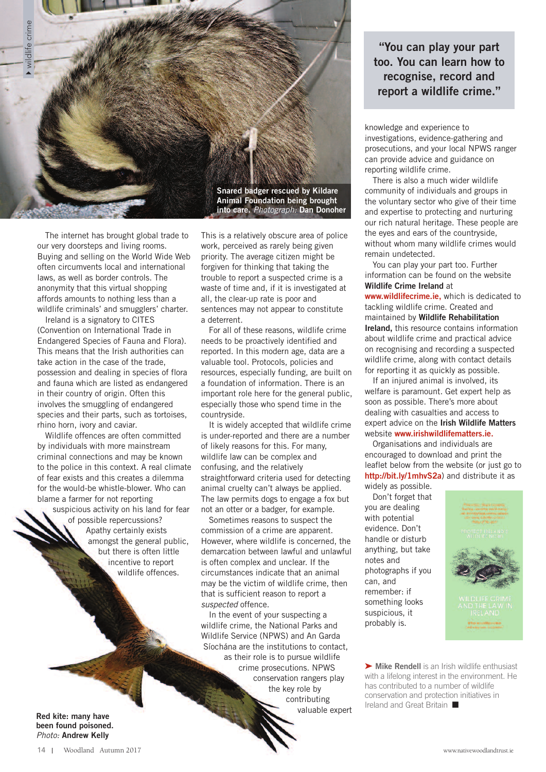Snared badger rescued by Kildare Animal Foundation being brought into care. *Photograph:* **Dan Donoher**

The internet has brought global trade to our very doorsteps and living rooms. Buying and selling on the World Wide Web often circumvents local and international laws, as well as border controls. The anonymity that this virtual shopping affords amounts to nothing less than a wildlife criminals' and smugglers' charter.

Ireland is a signatory to CITES (Convention on International Trade in Endangered Species of Fauna and Flora). This means that the Irish authorities can take action in the case of the trade, possession and dealing in species of flora and fauna which are listed as endangered in their country of origin. Often this involves the smuggling of endangered species and their parts, such as tortoises, rhino horn, ivory and caviar.

Wildlife offences are often committed by individuals with more mainstream criminal connections and may be known to the police in this context. A real climate of fear exists and this creates a dilemma for the would-be whistle-blower. Who can blame a farmer for not reporting suspicious activity on his land for fear of possible repercussions? Apathy certainly exists amongst the general public, but there is often little incentive to report wildlife offences.

This is a relatively obscure area of police work, perceived as rarely being given priority. The average citizen might be forgiven for thinking that taking the trouble to report a suspected crime is a waste of time and, if it is investigated at all, the clear-up rate is poor and sentences may not appear to constitute a deterrent.

For all of these reasons, wildlife crime needs to be proactively identified and reported. In this modern age, data are a valuable tool. Protocols, policies and resources, especially funding, are built on a foundation of information. There is an important role here for the general public, especially those who spend time in the countryside.

It is widely accepted that wildlife crime is under-reported and there are a number of likely reasons for this. For many, wildlife law can be complex and confusing, and the relatively straightforward criteria used for detecting animal cruelty can't always be applied. The law permits dogs to engage a fox but not an otter or a badger, for example.

Sometimes reasons to suspect the commission of a crime are apparent. However, where wildlife is concerned, the demarcation between lawful and unlawful is often complex and unclear. If the circumstances indicate that an animal may be the victim of wildlife crime, then that is sufficient reason to report a *suspected* offence.

In the event of your suspecting a wildlife crime, the National Parks and Wildlife Service (NPWS) and An Garda Síochána are the institutions to contact, as their role is to pursue wildlife crime prosecutions. NPWS conservation rangers play the key role by contributing valuable expert knowledge and experience to investigations, evidence-gathering and prosecutions, and your local NPWS ranger can provide advice and guidance on reporting wildlife crime.

Red kite: many have been found poisoned. *Photo:* **Andrew Kelly**

> **"You can play your part too. You can learn how to recognise, record and report a wildlife crime."**

There is also a much wider wildlife community of individuals and groups in the voluntary sector who give of their time and expertise to protecting and nurturing our rich natural heritage. These people are the eyes and ears of the countryside, without whom many wildlife crimes would remain undetected.

You can play your part too. Further information can be found on the website **Wildlife Crime Ireland** at **www.wildlifecrime.ie,** which is dedicated to tackling wildlife crime. Created and maintained by **Wildlife Rehabilitation Ireland,** this resource contains information about wildlife crime and practical advice on recognising and recording a suspected wildlife crime, along with contact details for reporting it as quickly as possible.

If an injured animal is involved, its welfare is paramount. Get expert help as soon as possible. There's more about dealing with casualties and access to expert advice on the **Irish Wildlife Matters** website **www.irishwildlifematters.ie.**

Organisations and individuals are encouraged to download and print the leaflet below from the website (or just go to **http://bit.ly/1mhvS2a**) and distribute it as widely as possible.

Don't forget that you are dealing with potential evidence. Don't handle or disturb anything, but take notes and photographs if you can, and remember: if something looks suspicious, it probably is.

PROTECT IRELAND'S WILDLIFE NOW!

WILDLIFE CRIME AND THE LAW IN IRELAND

➤ **Mike Rendell** is an Irish wildlife enthusiast with a lifelong interest in the environment. He has contributed to a number of wildlife conservation and protection initiatives in Ireland and Great Britain ■